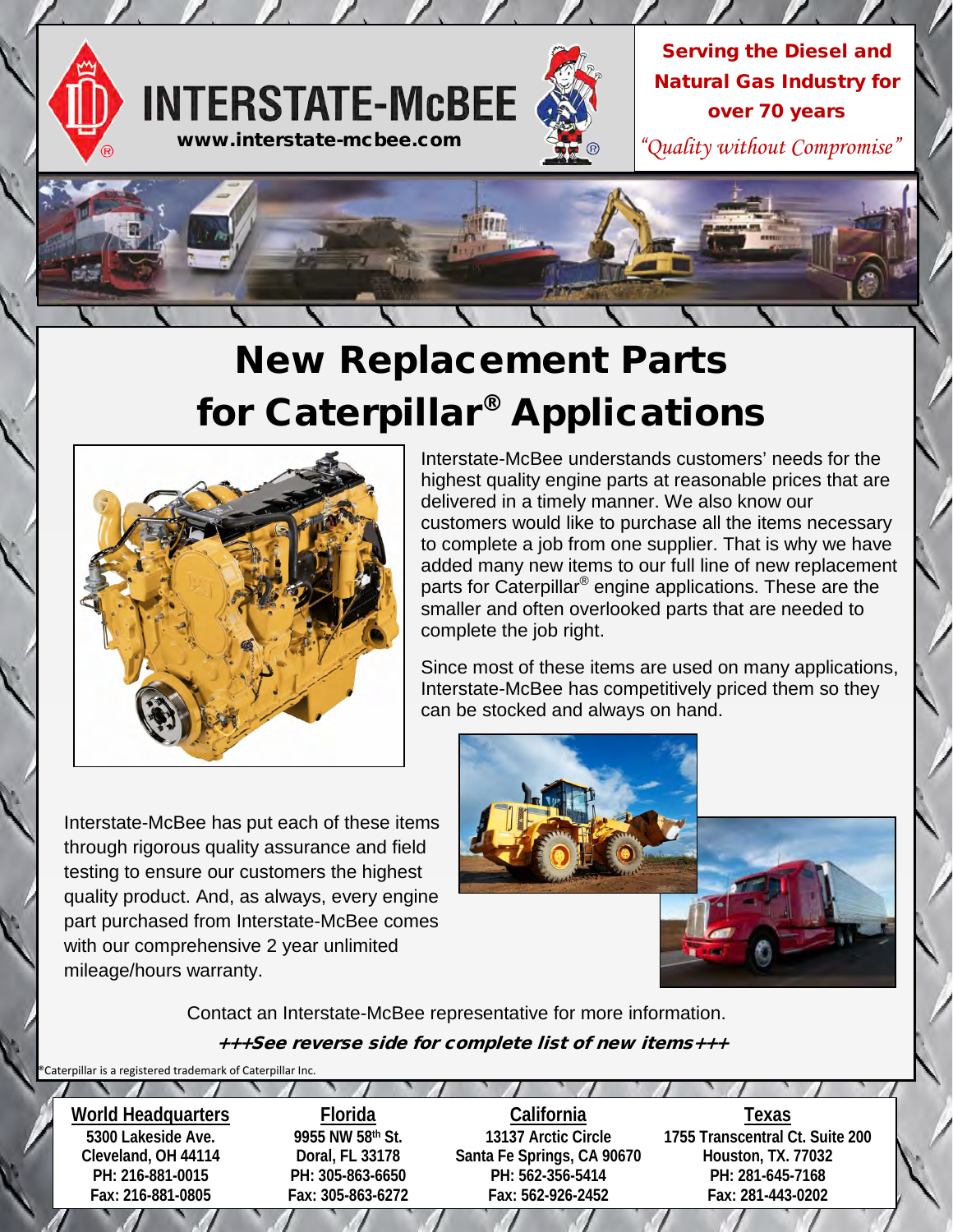# INTERSTATE-McBEE

www.interstate-mcbee.com

**Serving the Diesel and Natural Gas Industry for over 70 years**

*"Quality without Compromise"*

# New Replacement Parts for Caterpillar® Applications

Interstate-McBee understands customers' needs for the highest quality engine parts at reasonable prices that are delivered in a timely manner. We also know our customers would like to purchase all the items necessary to complete a job from one supplier. That is why we have added many new items to our full line of new replacement parts for Caterpillar® engine applications. These are the smaller and often overlooked parts that are needed to complete the job right.

Since most of these items are used on many applications, Interstate-McBee has competitively priced them so they can be stocked and always on hand.

Interstate-McBee has put each of these items through rigorous quality assurance and field testing to ensure our customers the highest quality product. And, as always, every engine part purchased from Interstate-McBee comes with our comprehensive 2 year unlimited mileage/hours warranty.

Contact an Interstate-McBee representative for more information.

***+++See reverse side for complete list of new items+++***

®Caterpillar is a registered trademark of Caterpillar Inc.

| World Headquarters | Florida | California | Texas |
|---|---|---|---|
| 5300 Lakeside Ave. | 9955 NW 58th St. | 13137 Arctic Circle | 1755 Transcentral Ct. Suite 200 |
| Cleveland, OH 44114 | Doral, FL 33178 | Santa Fe Springs, CA 90670 | Houston, TX. 77032 |
| PH: 216-881-0015 | PH: 305-863-6650 | PH: 562-356-5414 | PH: 281-645-7168 |
| Fax: 216-881-0805 | Fax: 305-863-6272 | Fax: 562-926-2452 | Fax: 281-443-0202 |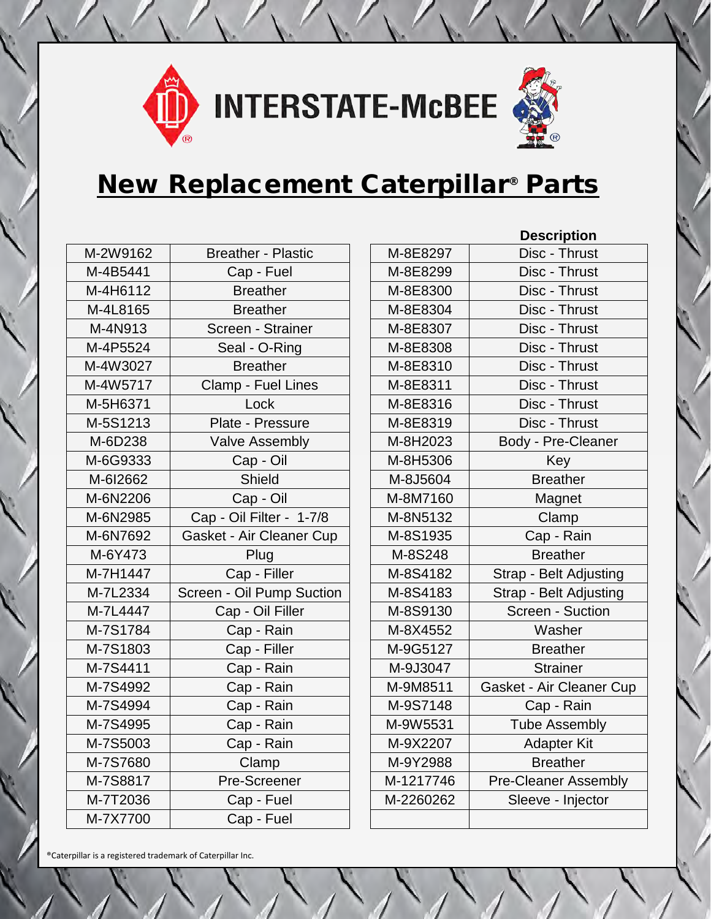INTERSTATE-McBEE

# New Replacement Caterpillar® Parts

| | |
|---|---|
| M-2W9162 | Breather - Plastic |
| M-4B5441 | Cap - Fuel |
| M-4H6112 | Breather |
| M-4L8165 | Breather |
| M-4N913 | Screen - Strainer |
| M-4P5524 | Seal - O-Ring |
| M-4W3027 | Breather |
| M-4W5717 | Clamp - Fuel Lines |
| M-5H6371 | Lock |
| M-5S1213 | Plate - Pressure |
| M-6D238 | Valve Assembly |
| M-6G9333 | Cap - Oil |
| M-6I2662 | Shield |
| M-6N2206 | Cap - Oil |
| M-6N2985 | Cap - Oil Filter - 1-7/8 |
| M-6N7692 | Gasket - Air Cleaner Cup |
| M-6Y473 | Plug |
| M-7H1447 | Cap - Filler |
| M-7L2334 | Screen - Oil Pump Suction |
| M-7L4447 | Cap - Oil Filler |
| M-7S1784 | Cap - Rain |
| M-7S1803 | Cap - Filler |
| M-7S4411 | Cap - Rain |
| M-7S4992 | Cap - Rain |
| M-7S4994 | Cap - Rain |
| M-7S4995 | Cap - Rain |
| M-7S5003 | Cap - Rain |
| M-7S7680 | Clamp |
| M-7S8817 | Pre-Screener |
| M-7T2036 | Cap - Fuel |
| M-7X7700 | Cap - Fuel |

| | Description |
|---|---|
| M-8E8297 | Disc - Thrust |
| M-8E8299 | Disc - Thrust |
| M-8E8300 | Disc - Thrust |
| M-8E8304 | Disc - Thrust |
| M-8E8307 | Disc - Thrust |
| M-8E8308 | Disc - Thrust |
| M-8E8310 | Disc - Thrust |
| M-8E8311 | Disc - Thrust |
| M-8E8316 | Disc - Thrust |
| M-8E8319 | Disc - Thrust |
| M-8H2023 | Body - Pre-Cleaner |
| M-8H5306 | Key |
| M-8J5604 | Breather |
| M-8M7160 | Magnet |
| M-8N5132 | Clamp |
| M-8S1935 | Cap - Rain |
| M-8S248 | Breather |
| M-8S4182 | Strap - Belt Adjusting |
| M-8S4183 | Strap - Belt Adjusting |
| M-8S9130 | Screen - Suction |
| M-8X4552 | Washer |
| M-9G5127 | Breather |
| M-9J3047 | Strainer |
| M-9M8511 | Gasket - Air Cleaner Cup |
| M-9S7148 | Cap - Rain |
| M-9W5531 | Tube Assembly |
| M-9X2207 | Adapter Kit |
| M-9Y2988 | Breather |
| M-1217746 | Pre-Cleaner Assembly |
| M-2260262 | Sleeve - Injector |
| | |

®Caterpillar is a registered trademark of Caterpillar Inc.